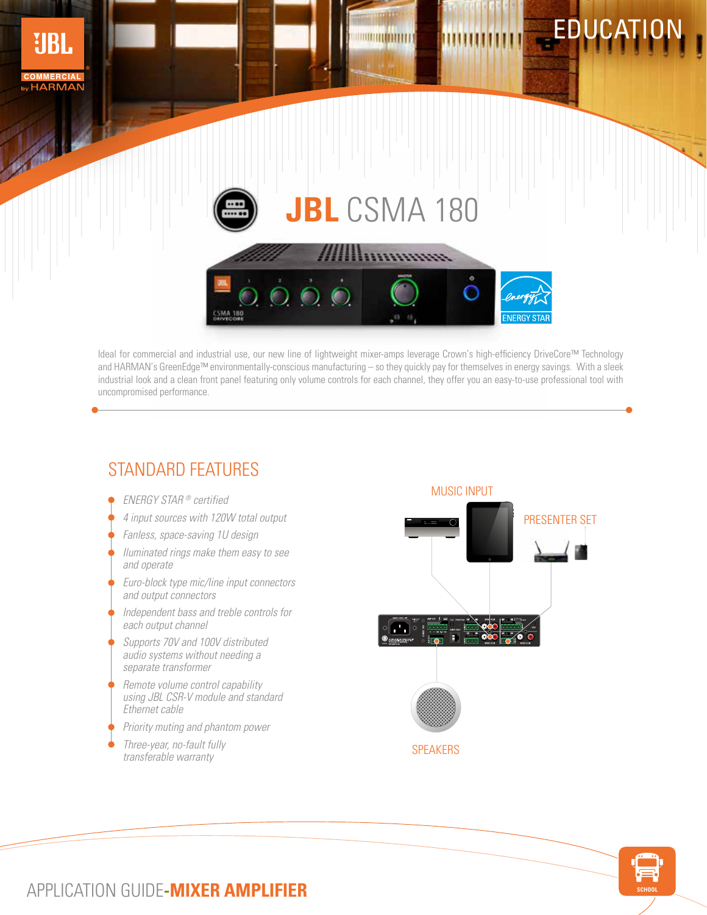# JBL CSMA 180

Ideal for commercial and industrial use, our new line of lightweight mixer-amps leverage Crown's high-efficiency DriveCore™ Technology and HARMAN's GreenEdge™ environmentally-conscious manufacturing – so they quickly pay for themselves in energy savings. With a sleek industrial look and a clean front panel featuring only volume controls for each channel, they offer you an easy-to-use professional tool with uncompromised performance.

## STANDARD FEATURES

- *ENERGY STAR® certified*
- *4 input sources with 120W total output*
- *Fanless, space-saving 1U design*
- *Iluminated rings make them easy to see and operate*
- *Euro-block type mic/line input connectors and output connectors*
- *Independent bass and treble controls for each output channel*
- *Supports 70V and 100V distributed audio systems without needing a separate transformer*
- *Remote volume control capability using JBL CSR-V module and standard Ethernet cable*
- *Priority muting and phantom power*
- *Three-year, no-fault fully transferable warranty*

MUSIC INPUT

PRESENTER SET

SPEAKERS

APPLICATION GUIDE-**MIXER AMPLIFIER**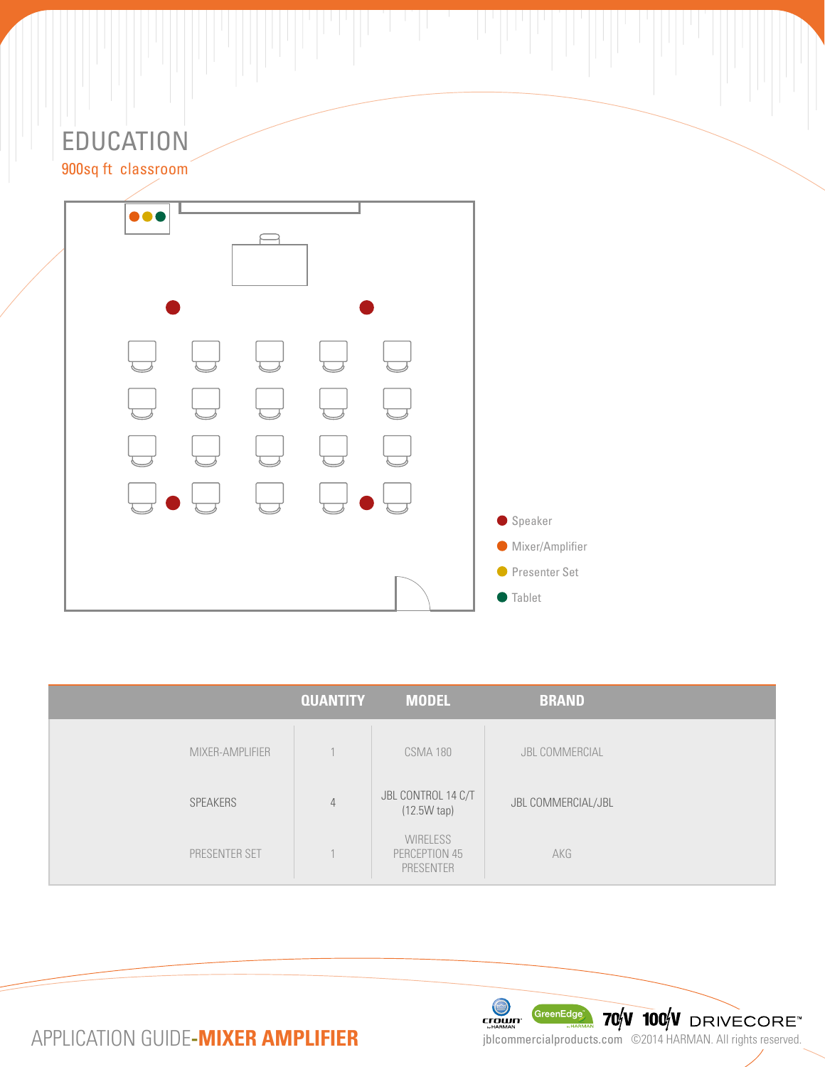# EDUCATION

900sq ft classroom

Speaker

Mixer/Amplifier

Presenter Set

Tablet

| | QUANTITY | MODEL | BRAND |
|---|---|---|---|
| MIXER-AMPLIFIER | 1 | CSMA 180 | JBL COMMERCIAL |
| SPEAKERS | 4 | JBL CONTROL 14 C/T (12.5W tap) | JBL COMMERCIAL/JBL |
| PRESENTER SET | 1 | WIRELESS PERCEPTION 45 PRESENTER | AKG |

APPLICATION GUIDE-**MIXER AMPLIFIER**

jblcommercialproducts.com ©2014 HARMAN. All rights reserved.